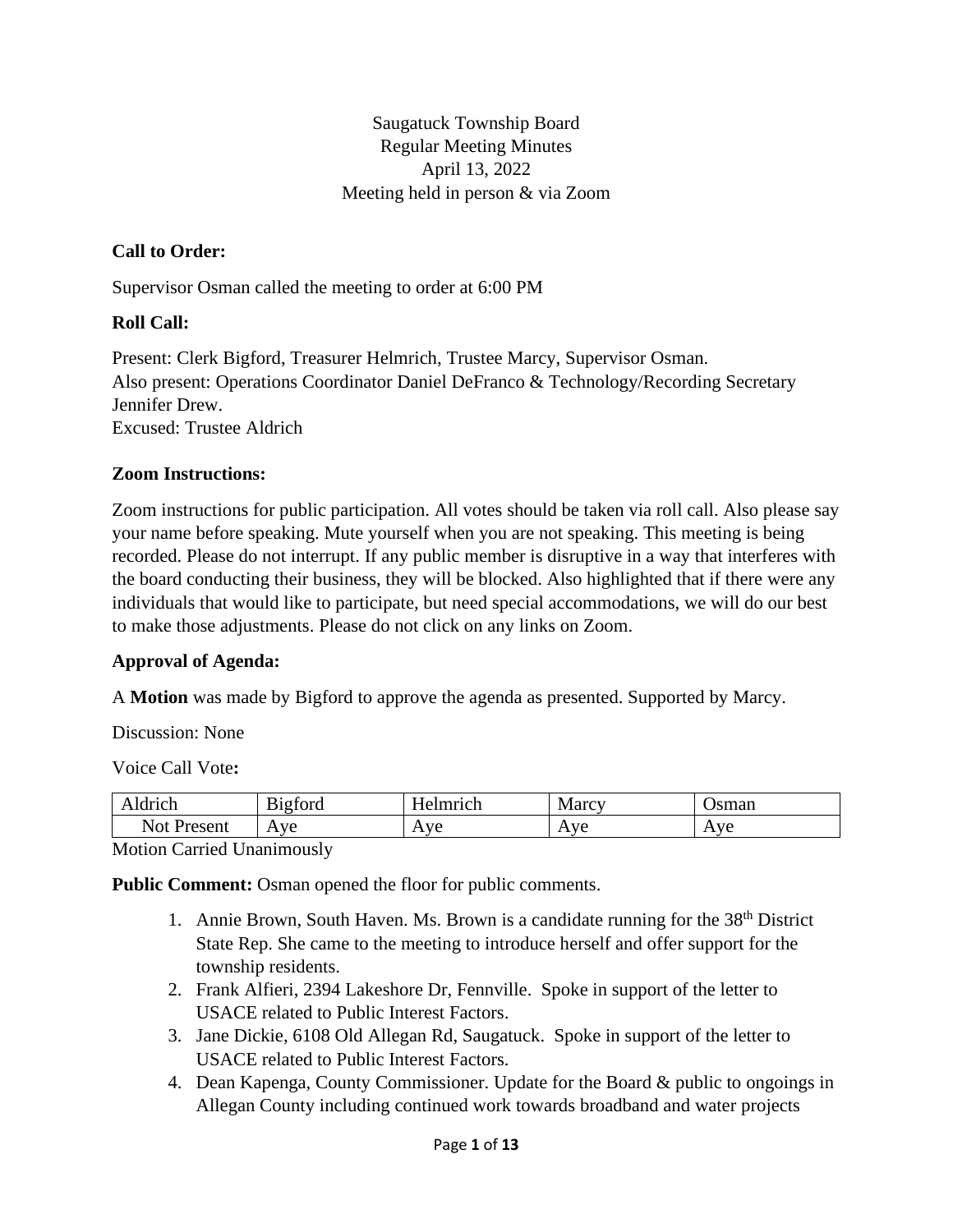Saugatuck Township Board
Regular Meeting Minutes
April 13, 2022
Meeting held in person & via Zoom

**Call to Order:**

Supervisor Osman called the meeting to order at 6:00 PM

**Roll Call:**

Present: Clerk Bigford, Treasurer Helmrich, Trustee Marcy, Supervisor Osman.
Also present: Operations Coordinator Daniel DeFranco & Technology/Recording Secretary Jennifer Drew.
Excused: Trustee Aldrich

**Zoom Instructions:**

Zoom instructions for public participation. All votes should be taken via roll call. Also please say your name before speaking. Mute yourself when you are not speaking. This meeting is being recorded. Please do not interrupt. If any public member is disruptive in a way that interferes with the board conducting their business, they will be blocked. Also highlighted that if there were any individuals that would like to participate, but need special accommodations, we will do our best to make those adjustments. Please do not click on any links on Zoom.

**Approval of Agenda:**

A **Motion** was made by Bigford to approve the agenda as presented. Supported by Marcy.

Discussion: None

Voice Call Vote**:**

| Aldrich | Bigford | Helmrich | Marcy | Osman |
|---|---|---|---|---|
| Not Present | Aye | Aye | Aye | Aye |

Motion Carried Unanimously

**Public Comment:** Osman opened the floor for public comments.

1. Annie Brown, South Haven. Ms. Brown is a candidate running for the 38th District State Rep. She came to the meeting to introduce herself and offer support for the township residents.
2. Frank Alfieri, 2394 Lakeshore Dr, Fennville. Spoke in support of the letter to USACE related to Public Interest Factors.
3. Jane Dickie, 6108 Old Allegan Rd, Saugatuck. Spoke in support of the letter to USACE related to Public Interest Factors.
4. Dean Kapenga, County Commissioner. Update for the Board & public to ongoings in Allegan County including continued work towards broadband and water projects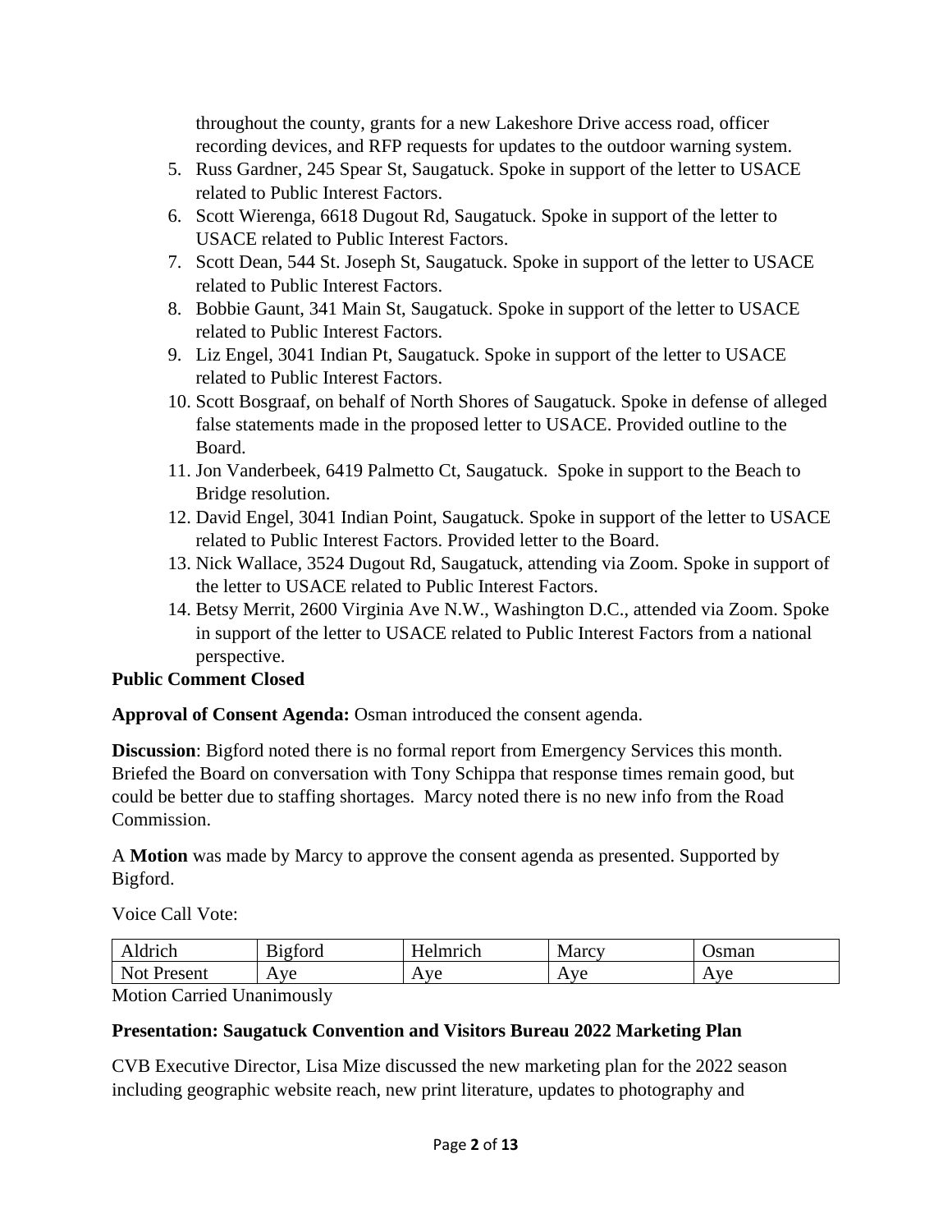throughout the county, grants for a new Lakeshore Drive access road, officer recording devices, and RFP requests for updates to the outdoor warning system.

5. Russ Gardner, 245 Spear St, Saugatuck. Spoke in support of the letter to USACE related to Public Interest Factors.
6. Scott Wierenga, 6618 Dugout Rd, Saugatuck. Spoke in support of the letter to USACE related to Public Interest Factors.
7. Scott Dean, 544 St. Joseph St, Saugatuck. Spoke in support of the letter to USACE related to Public Interest Factors.
8. Bobbie Gaunt, 341 Main St, Saugatuck. Spoke in support of the letter to USACE related to Public Interest Factors.
9. Liz Engel, 3041 Indian Pt, Saugatuck. Spoke in support of the letter to USACE related to Public Interest Factors.
10. Scott Bosgraaf, on behalf of North Shores of Saugatuck. Spoke in defense of alleged false statements made in the proposed letter to USACE. Provided outline to the Board.
11. Jon Vanderbeek, 6419 Palmetto Ct, Saugatuck. Spoke in support to the Beach to Bridge resolution.
12. David Engel, 3041 Indian Point, Saugatuck. Spoke in support of the letter to USACE related to Public Interest Factors. Provided letter to the Board.
13. Nick Wallace, 3524 Dugout Rd, Saugatuck, attending via Zoom. Spoke in support of the letter to USACE related to Public Interest Factors.
14. Betsy Merrit, 2600 Virginia Ave N.W., Washington D.C., attended via Zoom. Spoke in support of the letter to USACE related to Public Interest Factors from a national perspective.

**Public Comment Closed**

**Approval of Consent Agenda:** Osman introduced the consent agenda.

**Discussion**: Bigford noted there is no formal report from Emergency Services this month. Briefed the Board on conversation with Tony Schippa that response times remain good, but could be better due to staffing shortages. Marcy noted there is no new info from the Road Commission.

A **Motion** was made by Marcy to approve the consent agenda as presented. Supported by Bigford.

Voice Call Vote:

| Aldrich | Bigford | Helmrich | Marcy | Osman |
|---|---|---|---|---|
| Not Present | Aye | Aye | Aye | Aye |

Motion Carried Unanimously

**Presentation: Saugatuck Convention and Visitors Bureau 2022 Marketing Plan**

CVB Executive Director, Lisa Mize discussed the new marketing plan for the 2022 season including geographic website reach, new print literature, updates to photography and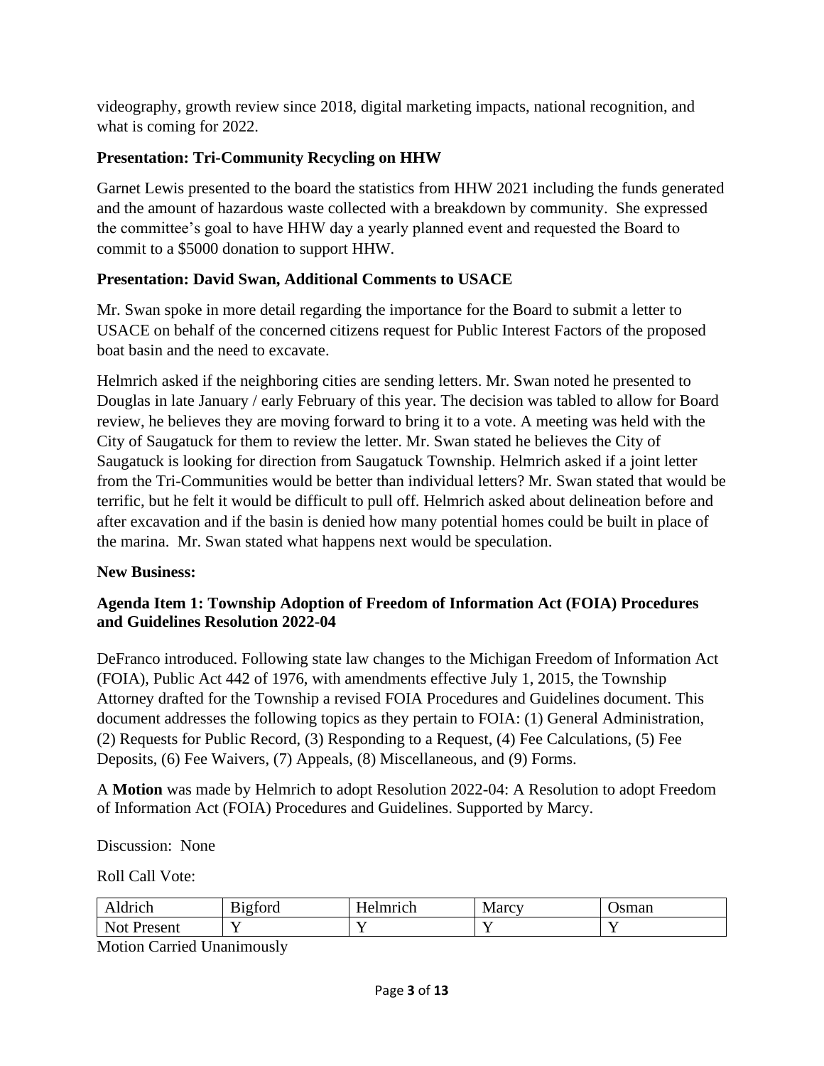videography, growth review since 2018, digital marketing impacts, national recognition, and what is coming for 2022.

**Presentation: Tri-Community Recycling on HHW**

Garnet Lewis presented to the board the statistics from HHW 2021 including the funds generated and the amount of hazardous waste collected with a breakdown by community. She expressed the committee's goal to have HHW day a yearly planned event and requested the Board to commit to a $5000 donation to support HHW.

**Presentation: David Swan, Additional Comments to USACE**

Mr. Swan spoke in more detail regarding the importance for the Board to submit a letter to USACE on behalf of the concerned citizens request for Public Interest Factors of the proposed boat basin and the need to excavate.

Helmrich asked if the neighboring cities are sending letters. Mr. Swan noted he presented to Douglas in late January / early February of this year. The decision was tabled to allow for Board review, he believes they are moving forward to bring it to a vote. A meeting was held with the City of Saugatuck for them to review the letter. Mr. Swan stated he believes the City of Saugatuck is looking for direction from Saugatuck Township. Helmrich asked if a joint letter from the Tri-Communities would be better than individual letters? Mr. Swan stated that would be terrific, but he felt it would be difficult to pull off. Helmrich asked about delineation before and after excavation and if the basin is denied how many potential homes could be built in place of the marina. Mr. Swan stated what happens next would be speculation.

**New Business:**

**Agenda Item 1: Township Adoption of Freedom of Information Act (FOIA) Procedures and Guidelines Resolution 2022-04**

DeFranco introduced. Following state law changes to the Michigan Freedom of Information Act (FOIA), Public Act 442 of 1976, with amendments effective July 1, 2015, the Township Attorney drafted for the Township a revised FOIA Procedures and Guidelines document. This document addresses the following topics as they pertain to FOIA: (1) General Administration, (2) Requests for Public Record, (3) Responding to a Request, (4) Fee Calculations, (5) Fee Deposits, (6) Fee Waivers, (7) Appeals, (8) Miscellaneous, and (9) Forms.

A **Motion** was made by Helmrich to adopt Resolution 2022-04: A Resolution to adopt Freedom of Information Act (FOIA) Procedures and Guidelines. Supported by Marcy.

Discussion: None

Roll Call Vote:

| Aldrich | Bigford | Helmrich | Marcy | Osman |
|---|---|---|---|---|
| Not Present | Y | Y | Y | Y |

Motion Carried Unanimously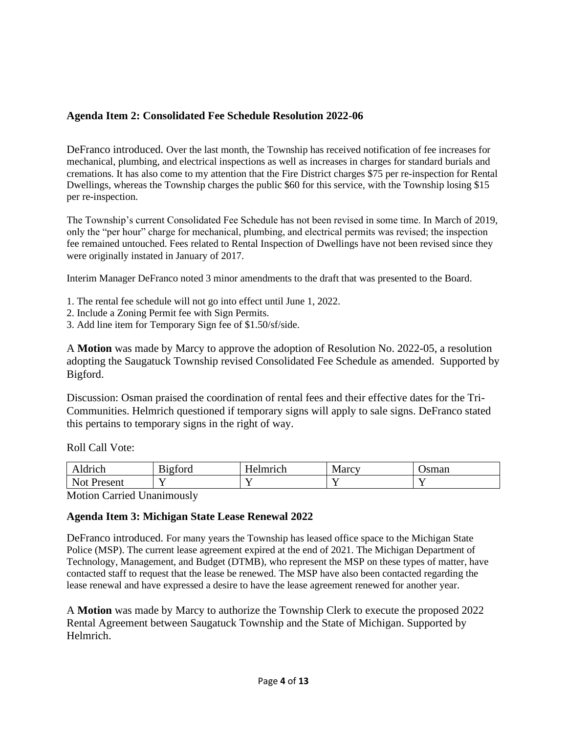### Agenda Item 2: Consolidated Fee Schedule Resolution 2022-06

DeFranco introduced. Over the last month, the Township has received notification of fee increases for mechanical, plumbing, and electrical inspections as well as increases in charges for standard burials and cremations. It has also come to my attention that the Fire District charges $75 per re-inspection for Rental Dwellings, whereas the Township charges the public $60 for this service, with the Township losing $15 per re-inspection.

The Township's current Consolidated Fee Schedule has not been revised in some time. In March of 2019, only the "per hour" charge for mechanical, plumbing, and electrical permits was revised; the inspection fee remained untouched. Fees related to Rental Inspection of Dwellings have not been revised since they were originally instated in January of 2017.

Interim Manager DeFranco noted 3 minor amendments to the draft that was presented to the Board.

1. The rental fee schedule will not go into effect until June 1, 2022.
2. Include a Zoning Permit fee with Sign Permits.
3. Add line item for Temporary Sign fee of $1.50/sf/side.

A **Motion** was made by Marcy to approve the adoption of Resolution No. 2022-05, a resolution adopting the Saugatuck Township revised Consolidated Fee Schedule as amended. Supported by Bigford.

Discussion: Osman praised the coordination of rental fees and their effective dates for the Tri-Communities. Helmrich questioned if temporary signs will apply to sale signs. DeFranco stated this pertains to temporary signs in the right of way.

Roll Call Vote:

| Aldrich | Bigford | Helmrich | Marcy | Osman |
|---|---|---|---|---|
| Not Present | Y | Y | Y | Y |

Motion Carried Unanimously

### Agenda Item 3: Michigan State Lease Renewal 2022

DeFranco introduced. For many years the Township has leased office space to the Michigan State Police (MSP). The current lease agreement expired at the end of 2021. The Michigan Department of Technology, Management, and Budget (DTMB), who represent the MSP on these types of matter, have contacted staff to request that the lease be renewed. The MSP have also been contacted regarding the lease renewal and have expressed a desire to have the lease agreement renewed for another year.

A **Motion** was made by Marcy to authorize the Township Clerk to execute the proposed 2022 Rental Agreement between Saugatuck Township and the State of Michigan. Supported by Helmrich.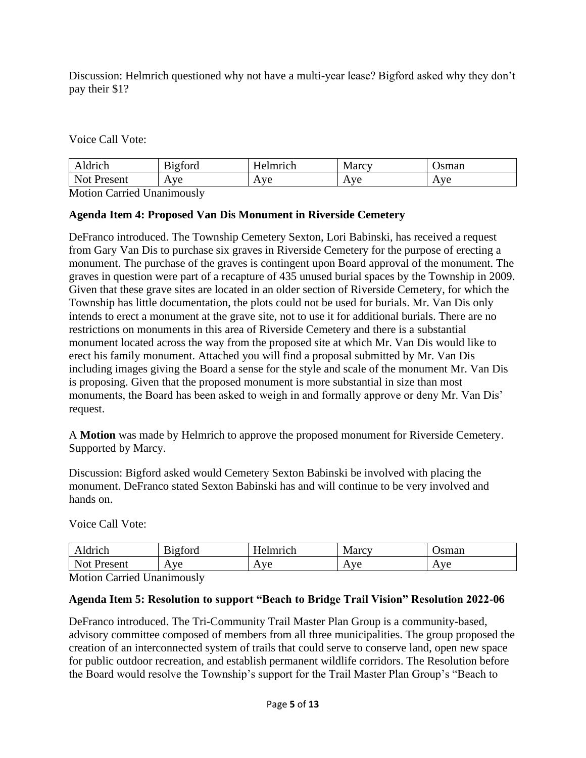Discussion: Helmrich questioned why not have a multi-year lease? Bigford asked why they don't pay their $1?

Voice Call Vote:

| Aldrich | Bigford | Helmrich | Marcy | Osman |
|---|---|---|---|---|
| Not Present | Aye | Aye | Aye | Aye |

Motion Carried Unanimously

**Agenda Item 4: Proposed Van Dis Monument in Riverside Cemetery**

DeFranco introduced. The Township Cemetery Sexton, Lori Babinski, has received a request from Gary Van Dis to purchase six graves in Riverside Cemetery for the purpose of erecting a monument. The purchase of the graves is contingent upon Board approval of the monument. The graves in question were part of a recapture of 435 unused burial spaces by the Township in 2009. Given that these grave sites are located in an older section of Riverside Cemetery, for which the Township has little documentation, the plots could not be used for burials. Mr. Van Dis only intends to erect a monument at the grave site, not to use it for additional burials. There are no restrictions on monuments in this area of Riverside Cemetery and there is a substantial monument located across the way from the proposed site at which Mr. Van Dis would like to erect his family monument. Attached you will find a proposal submitted by Mr. Van Dis including images giving the Board a sense for the style and scale of the monument Mr. Van Dis is proposing. Given that the proposed monument is more substantial in size than most monuments, the Board has been asked to weigh in and formally approve or deny Mr. Van Dis' request.

A **Motion** was made by Helmrich to approve the proposed monument for Riverside Cemetery. Supported by Marcy.

Discussion: Bigford asked would Cemetery Sexton Babinski be involved with placing the monument. DeFranco stated Sexton Babinski has and will continue to be very involved and hands on.

Voice Call Vote:

| Aldrich | Bigford | Helmrich | Marcy | Osman |
|---|---|---|---|---|
| Not Present | Aye | Aye | Aye | Aye |

Motion Carried Unanimously

**Agenda Item 5: Resolution to support "Beach to Bridge Trail Vision" Resolution 2022-06**

DeFranco introduced. The Tri-Community Trail Master Plan Group is a community-based, advisory committee composed of members from all three municipalities. The group proposed the creation of an interconnected system of trails that could serve to conserve land, open new space for public outdoor recreation, and establish permanent wildlife corridors. The Resolution before the Board would resolve the Township's support for the Trail Master Plan Group's "Beach to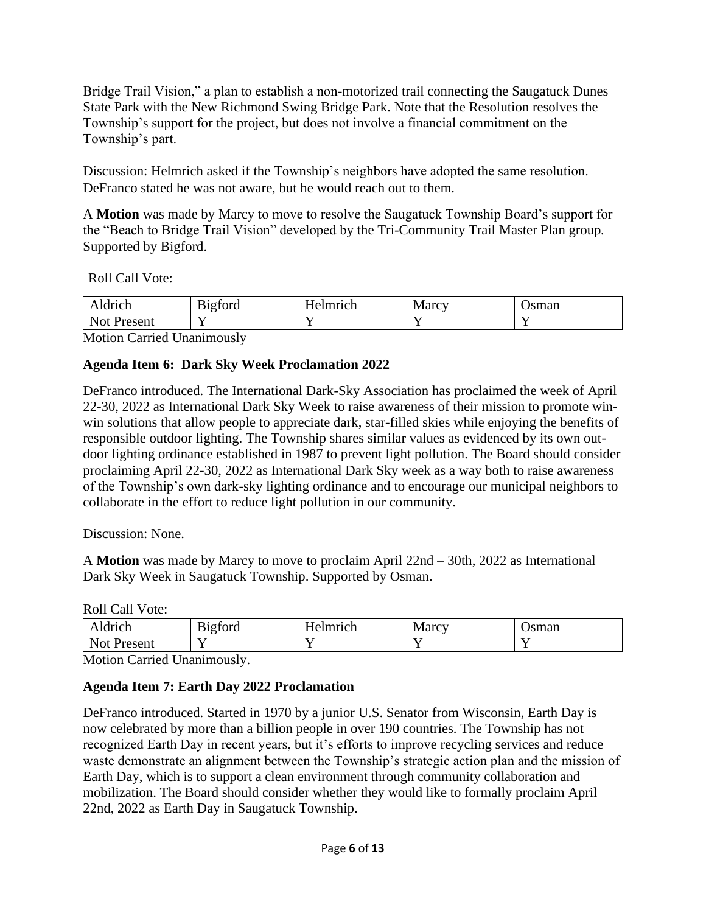Bridge Trail Vision," a plan to establish a non-motorized trail connecting the Saugatuck Dunes State Park with the New Richmond Swing Bridge Park. Note that the Resolution resolves the Township's support for the project, but does not involve a financial commitment on the Township's part.

Discussion: Helmrich asked if the Township's neighbors have adopted the same resolution. DeFranco stated he was not aware, but he would reach out to them.

A **Motion** was made by Marcy to move to resolve the Saugatuck Township Board's support for the "Beach to Bridge Trail Vision" developed by the Tri-Community Trail Master Plan group. Supported by Bigford.

Roll Call Vote:

| Aldrich | Bigford | Helmrich | Marcy | Osman |
|---|---|---|---|---|
| Not Present | Y | Y | Y | Y |

Motion Carried Unanimously

**Agenda Item 6: Dark Sky Week Proclamation 2022**

DeFranco introduced. The International Dark-Sky Association has proclaimed the week of April 22-30, 2022 as International Dark Sky Week to raise awareness of their mission to promote win-win solutions that allow people to appreciate dark, star-filled skies while enjoying the benefits of responsible outdoor lighting. The Township shares similar values as evidenced by its own out-door lighting ordinance established in 1987 to prevent light pollution. The Board should consider proclaiming April 22-30, 2022 as International Dark Sky week as a way both to raise awareness of the Township's own dark-sky lighting ordinance and to encourage our municipal neighbors to collaborate in the effort to reduce light pollution in our community.

Discussion: None.

A **Motion** was made by Marcy to move to proclaim April 22nd – 30th, 2022 as International Dark Sky Week in Saugatuck Township. Supported by Osman.

Roll Call Vote:

| Aldrich | Bigford | Helmrich | Marcy | Osman |
|---|---|---|---|---|
| Not Present | Y | Y | Y | Y |

Motion Carried Unanimously.

**Agenda Item 7: Earth Day 2022 Proclamation**

DeFranco introduced. Started in 1970 by a junior U.S. Senator from Wisconsin, Earth Day is now celebrated by more than a billion people in over 190 countries. The Township has not recognized Earth Day in recent years, but it's efforts to improve recycling services and reduce waste demonstrate an alignment between the Township's strategic action plan and the mission of Earth Day, which is to support a clean environment through community collaboration and mobilization. The Board should consider whether they would like to formally proclaim April 22nd, 2022 as Earth Day in Saugatuck Township.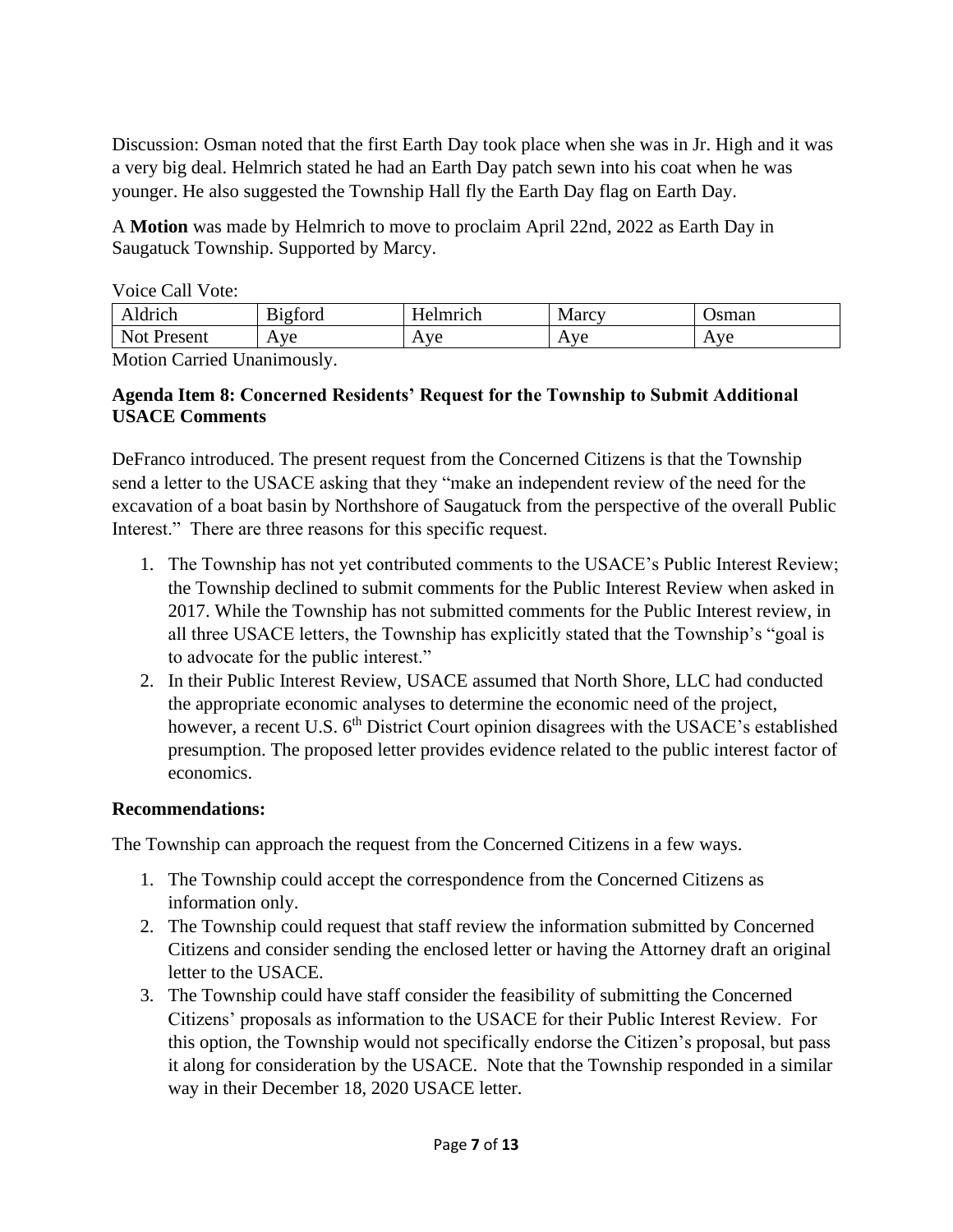Discussion: Osman noted that the first Earth Day took place when she was in Jr. High and it was a very big deal. Helmrich stated he had an Earth Day patch sewn into his coat when he was younger. He also suggested the Township Hall fly the Earth Day flag on Earth Day.

A **Motion** was made by Helmrich to move to proclaim April 22nd, 2022 as Earth Day in Saugatuck Township. Supported by Marcy.

Voice Call Vote:

| Aldrich | Bigford | Helmrich | Marcy | Osman |
|---|---|---|---|---|
| Not Present | Aye | Aye | Aye | Aye |

Motion Carried Unanimously.

**Agenda Item 8: Concerned Residents' Request for the Township to Submit Additional USACE Comments**

DeFranco introduced. The present request from the Concerned Citizens is that the Township send a letter to the USACE asking that they "make an independent review of the need for the excavation of a boat basin by Northshore of Saugatuck from the perspective of the overall Public Interest." There are three reasons for this specific request.

1. The Township has not yet contributed comments to the USACE's Public Interest Review; the Township declined to submit comments for the Public Interest Review when asked in 2017. While the Township has not submitted comments for the Public Interest review, in all three USACE letters, the Township has explicitly stated that the Township's "goal is to advocate for the public interest."
2. In their Public Interest Review, USACE assumed that North Shore, LLC had conducted the appropriate economic analyses to determine the economic need of the project, however, a recent U.S. 6th District Court opinion disagrees with the USACE's established presumption. The proposed letter provides evidence related to the public interest factor of economics.

**Recommendations:**

The Township can approach the request from the Concerned Citizens in a few ways.

1. The Township could accept the correspondence from the Concerned Citizens as information only.
2. The Township could request that staff review the information submitted by Concerned Citizens and consider sending the enclosed letter or having the Attorney draft an original letter to the USACE.
3. The Township could have staff consider the feasibility of submitting the Concerned Citizens' proposals as information to the USACE for their Public Interest Review. For this option, the Township would not specifically endorse the Citizen's proposal, but pass it along for consideration by the USACE. Note that the Township responded in a similar way in their December 18, 2020 USACE letter.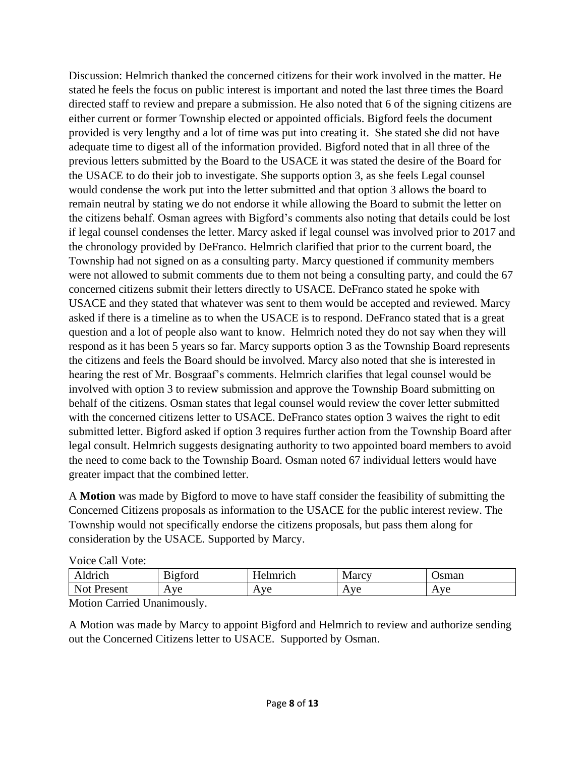Discussion: Helmrich thanked the concerned citizens for their work involved in the matter. He stated he feels the focus on public interest is important and noted the last three times the Board directed staff to review and prepare a submission. He also noted that 6 of the signing citizens are either current or former Township elected or appointed officials. Bigford feels the document provided is very lengthy and a lot of time was put into creating it. She stated she did not have adequate time to digest all of the information provided. Bigford noted that in all three of the previous letters submitted by the Board to the USACE it was stated the desire of the Board for the USACE to do their job to investigate. She supports option 3, as she feels Legal counsel would condense the work put into the letter submitted and that option 3 allows the board to remain neutral by stating we do not endorse it while allowing the Board to submit the letter on the citizens behalf. Osman agrees with Bigford's comments also noting that details could be lost if legal counsel condenses the letter. Marcy asked if legal counsel was involved prior to 2017 and the chronology provided by DeFranco. Helmrich clarified that prior to the current board, the Township had not signed on as a consulting party. Marcy questioned if community members were not allowed to submit comments due to them not being a consulting party, and could the 67 concerned citizens submit their letters directly to USACE. DeFranco stated he spoke with USACE and they stated that whatever was sent to them would be accepted and reviewed. Marcy asked if there is a timeline as to when the USACE is to respond. DeFranco stated that is a great question and a lot of people also want to know. Helmrich noted they do not say when they will respond as it has been 5 years so far. Marcy supports option 3 as the Township Board represents the citizens and feels the Board should be involved. Marcy also noted that she is interested in hearing the rest of Mr. Bosgraaf's comments. Helmrich clarifies that legal counsel would be involved with option 3 to review submission and approve the Township Board submitting on behalf of the citizens. Osman states that legal counsel would review the cover letter submitted with the concerned citizens letter to USACE. DeFranco states option 3 waives the right to edit submitted letter. Bigford asked if option 3 requires further action from the Township Board after legal consult. Helmrich suggests designating authority to two appointed board members to avoid the need to come back to the Township Board. Osman noted 67 individual letters would have greater impact that the combined letter.

A **Motion** was made by Bigford to move to have staff consider the feasibility of submitting the Concerned Citizens proposals as information to the USACE for the public interest review. The Township would not specifically endorse the citizens proposals, but pass them along for consideration by the USACE. Supported by Marcy.

Voice Call Vote:

| Aldrich | Bigford | Helmrich | Marcy | Osman |
|---|---|---|---|---|
| Not Present | Aye | Aye | Aye | Aye |

Motion Carried Unanimously.

A Motion was made by Marcy to appoint Bigford and Helmrich to review and authorize sending out the Concerned Citizens letter to USACE. Supported by Osman.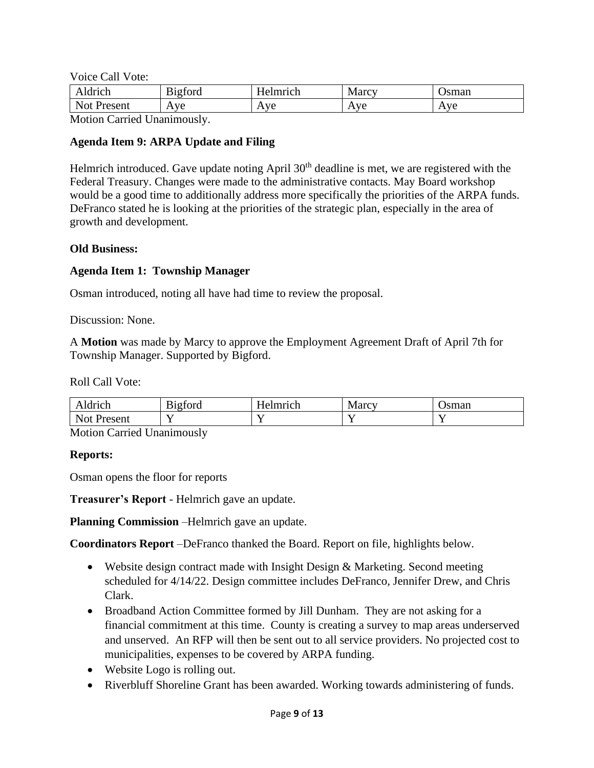Voice Call Vote:

| Aldrich | Bigford | Helmrich | Marcy | Osman |
|---|---|---|---|---|
| Not Present | Aye | Aye | Aye | Aye |

Motion Carried Unanimously.

**Agenda Item 9: ARPA Update and Filing**

Helmrich introduced. Gave update noting April 30th deadline is met, we are registered with the Federal Treasury. Changes were made to the administrative contacts. May Board workshop would be a good time to additionally address more specifically the priorities of the ARPA funds. DeFranco stated he is looking at the priorities of the strategic plan, especially in the area of growth and development.

**Old Business:**

**Agenda Item 1: Township Manager**

Osman introduced, noting all have had time to review the proposal.

Discussion: None.

A **Motion** was made by Marcy to approve the Employment Agreement Draft of April 7th for Township Manager. Supported by Bigford.

Roll Call Vote:

| Aldrich | Bigford | Helmrich | Marcy | Osman |
|---|---|---|---|---|
| Not Present | Y | Y | Y | Y |

Motion Carried Unanimously

**Reports:**

Osman opens the floor for reports

**Treasurer's Report** - Helmrich gave an update.

**Planning Commission** –Helmrich gave an update.

**Coordinators Report** –DeFranco thanked the Board. Report on file, highlights below.

- Website design contract made with Insight Design & Marketing. Second meeting scheduled for 4/14/22. Design committee includes DeFranco, Jennifer Drew, and Chris Clark.
- Broadband Action Committee formed by Jill Dunham. They are not asking for a financial commitment at this time. County is creating a survey to map areas underserved and unserved. An RFP will then be sent out to all service providers. No projected cost to municipalities, expenses to be covered by ARPA funding.
- Website Logo is rolling out.
- Riverbluff Shoreline Grant has been awarded. Working towards administering of funds.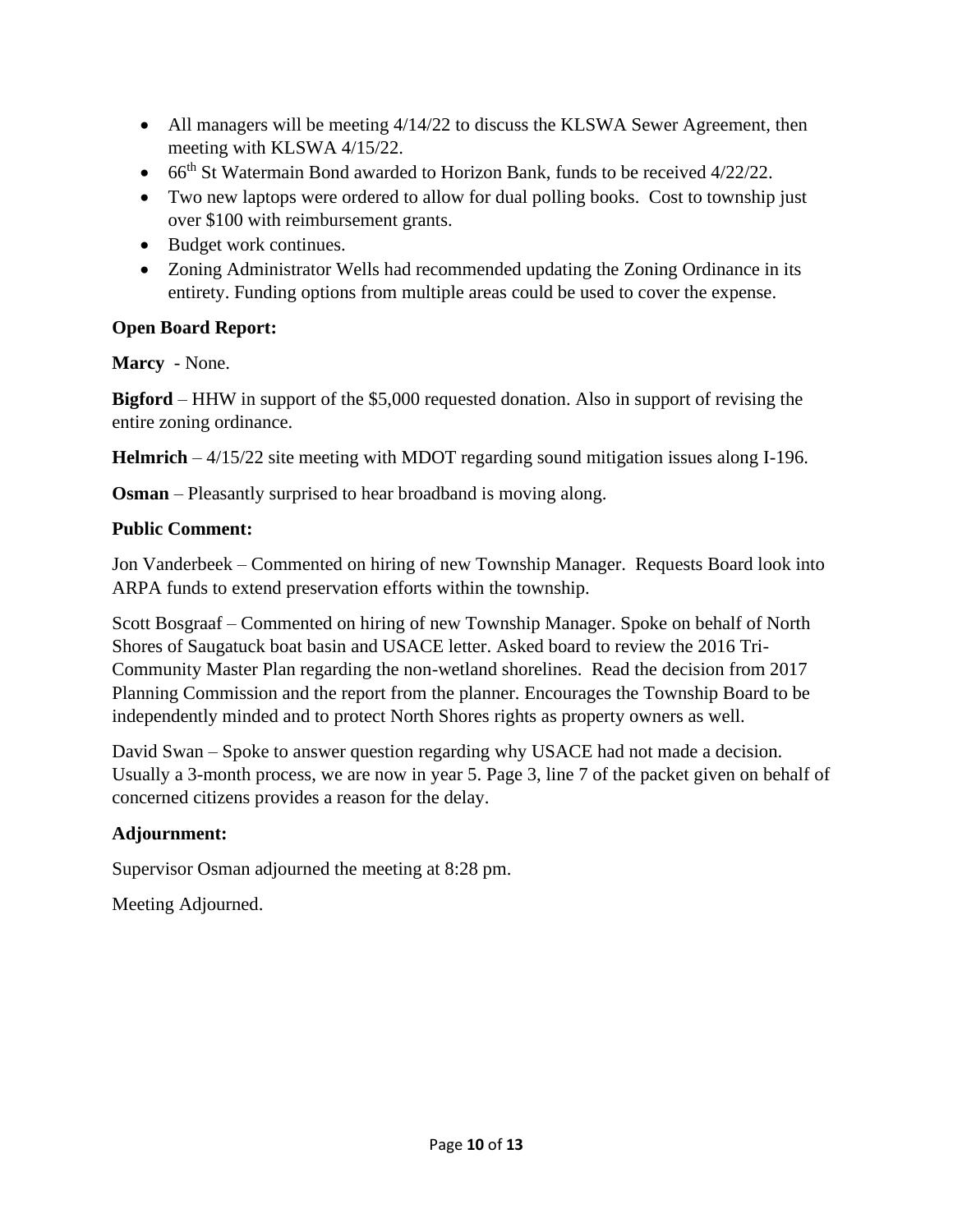- All managers will be meeting 4/14/22 to discuss the KLSWA Sewer Agreement, then meeting with KLSWA 4/15/22.
- 66th St Watermain Bond awarded to Horizon Bank, funds to be received 4/22/22.
- Two new laptops were ordered to allow for dual polling books. Cost to township just over $100 with reimbursement grants.
- Budget work continues.
- Zoning Administrator Wells had recommended updating the Zoning Ordinance in its entirety. Funding options from multiple areas could be used to cover the expense.

**Open Board Report:**

**Marcy** - None.

**Bigford** – HHW in support of the $5,000 requested donation. Also in support of revising the entire zoning ordinance.

**Helmrich** – 4/15/22 site meeting with MDOT regarding sound mitigation issues along I-196.

**Osman** – Pleasantly surprised to hear broadband is moving along.

**Public Comment:**

Jon Vanderbeek – Commented on hiring of new Township Manager. Requests Board look into ARPA funds to extend preservation efforts within the township.

Scott Bosgraaf – Commented on hiring of new Township Manager. Spoke on behalf of North Shores of Saugatuck boat basin and USACE letter. Asked board to review the 2016 Tri-Community Master Plan regarding the non-wetland shorelines. Read the decision from 2017 Planning Commission and the report from the planner. Encourages the Township Board to be independently minded and to protect North Shores rights as property owners as well.

David Swan – Spoke to answer question regarding why USACE had not made a decision. Usually a 3-month process, we are now in year 5. Page 3, line 7 of the packet given on behalf of concerned citizens provides a reason for the delay.

**Adjournment:**

Supervisor Osman adjourned the meeting at 8:28 pm.

Meeting Adjourned.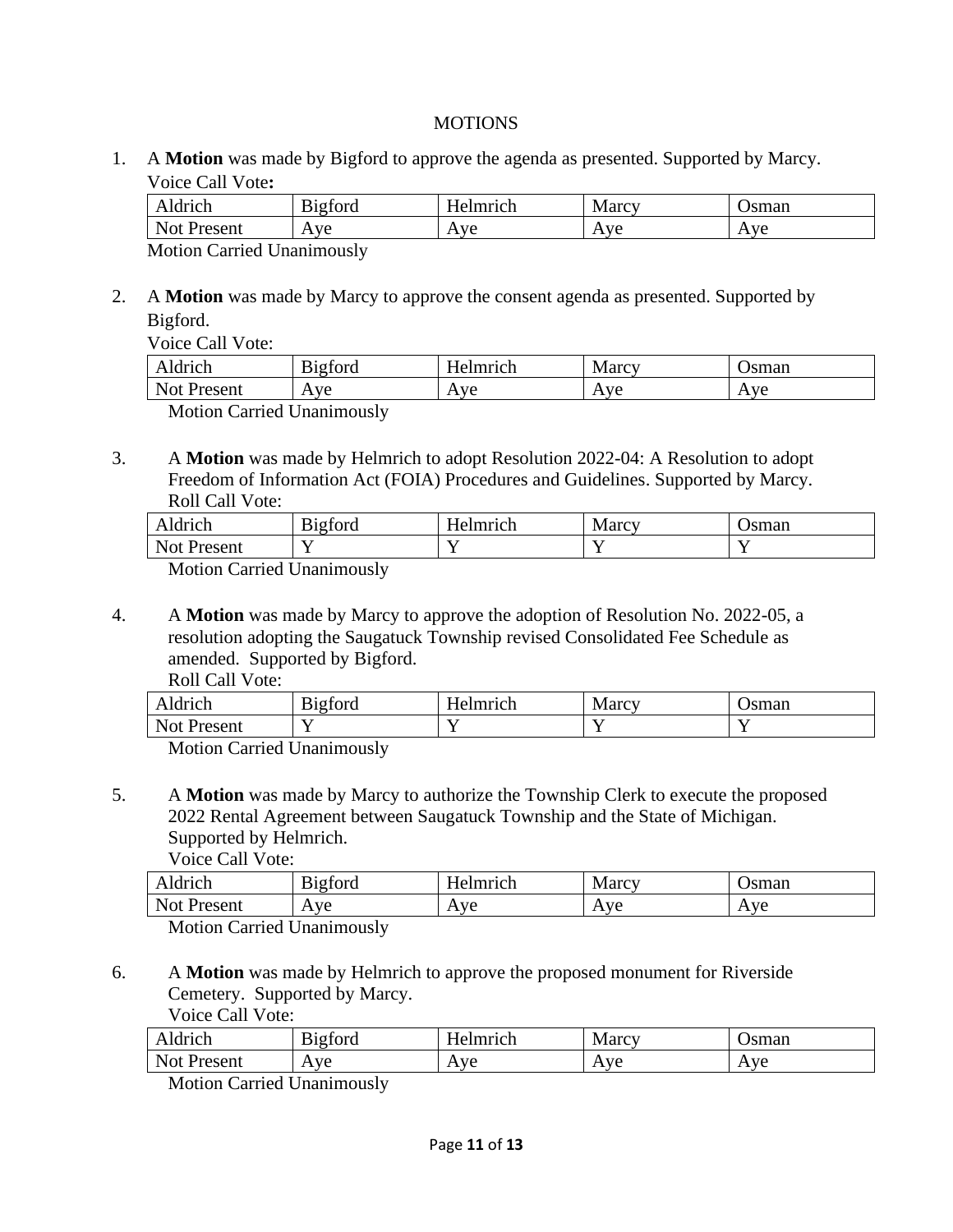MOTIONS

1. A **Motion** was made by Bigford to approve the agenda as presented. Supported by Marcy.
   Voice Call Vote**:**

| Aldrich | Bigford | Helmrich | Marcy | Osman |
|---|---|---|---|---|
| Not Present | Aye | Aye | Aye | Aye |

Motion Carried Unanimously

2. A **Motion** was made by Marcy to approve the consent agenda as presented. Supported by Bigford.
   Voice Call Vote:

| Aldrich | Bigford | Helmrich | Marcy | Osman |
|---|---|---|---|---|
| Not Present | Aye | Aye | Aye | Aye |

Motion Carried Unanimously

3. A **Motion** was made by Helmrich to adopt Resolution 2022-04: A Resolution to adopt Freedom of Information Act (FOIA) Procedures and Guidelines. Supported by Marcy.
   Roll Call Vote:

| Aldrich | Bigford | Helmrich | Marcy | Osman |
|---|---|---|---|---|
| Not Present | Y | Y | Y | Y |

Motion Carried Unanimously

4. A **Motion** was made by Marcy to approve the adoption of Resolution No. 2022-05, a resolution adopting the Saugatuck Township revised Consolidated Fee Schedule as amended. Supported by Bigford.
   Roll Call Vote:

| Aldrich | Bigford | Helmrich | Marcy | Osman |
|---|---|---|---|---|
| Not Present | Y | Y | Y | Y |

Motion Carried Unanimously

5. A **Motion** was made by Marcy to authorize the Township Clerk to execute the proposed 2022 Rental Agreement between Saugatuck Township and the State of Michigan. Supported by Helmrich.
   Voice Call Vote:

| Aldrich | Bigford | Helmrich | Marcy | Osman |
|---|---|---|---|---|
| Not Present | Aye | Aye | Aye | Aye |

Motion Carried Unanimously

6. A **Motion** was made by Helmrich to approve the proposed monument for Riverside Cemetery. Supported by Marcy.
   Voice Call Vote:

| Aldrich | Bigford | Helmrich | Marcy | Osman |
|---|---|---|---|---|
| Not Present | Aye | Aye | Aye | Aye |

Motion Carried Unanimously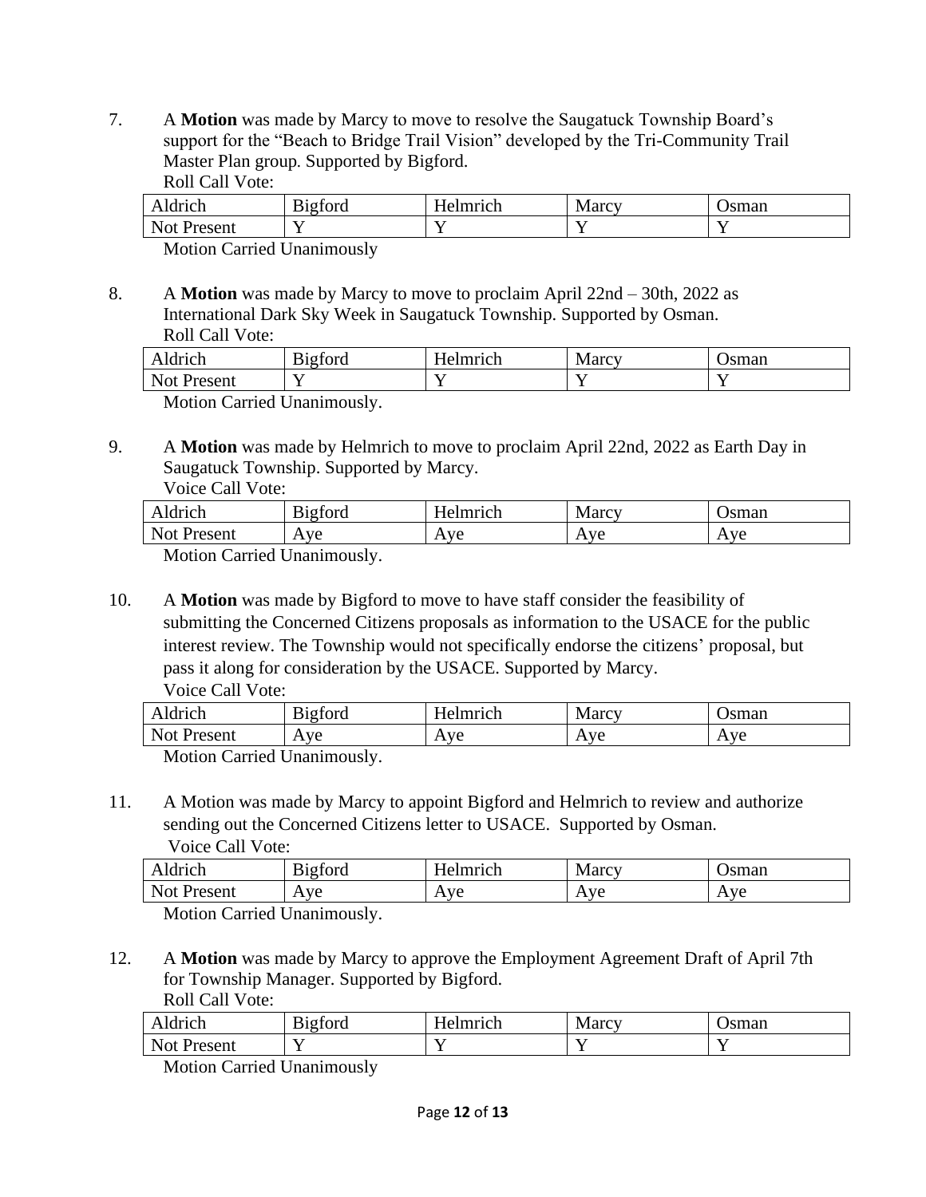7. A **Motion** was made by Marcy to move to resolve the Saugatuck Township Board's support for the "Beach to Bridge Trail Vision" developed by the Tri-Community Trail Master Plan group. Supported by Bigford.

   Roll Call Vote:

| Aldrich | Bigford | Helmrich | Marcy | Osman |
| --- | --- | --- | --- | --- |
| Not Present | Y | Y | Y | Y |

   Motion Carried Unanimously

8. A **Motion** was made by Marcy to move to proclaim April 22nd – 30th, 2022 as International Dark Sky Week in Saugatuck Township. Supported by Osman.

   Roll Call Vote:

| Aldrich | Bigford | Helmrich | Marcy | Osman |
| --- | --- | --- | --- | --- |
| Not Present | Y | Y | Y | Y |

   Motion Carried Unanimously.

9. A **Motion** was made by Helmrich to move to proclaim April 22nd, 2022 as Earth Day in Saugatuck Township. Supported by Marcy.

   Voice Call Vote:

| Aldrich | Bigford | Helmrich | Marcy | Osman |
| --- | --- | --- | --- | --- |
| Not Present | Aye | Aye | Aye | Aye |

   Motion Carried Unanimously.

10. A **Motion** was made by Bigford to move to have staff consider the feasibility of submitting the Concerned Citizens proposals as information to the USACE for the public interest review. The Township would not specifically endorse the citizens' proposal, but pass it along for consideration by the USACE. Supported by Marcy.

    Voice Call Vote:

| Aldrich | Bigford | Helmrich | Marcy | Osman |
| --- | --- | --- | --- | --- |
| Not Present | Aye | Aye | Aye | Aye |

    Motion Carried Unanimously.

11. A Motion was made by Marcy to appoint Bigford and Helmrich to review and authorize sending out the Concerned Citizens letter to USACE. Supported by Osman.

    Voice Call Vote:

| Aldrich | Bigford | Helmrich | Marcy | Osman |
| --- | --- | --- | --- | --- |
| Not Present | Aye | Aye | Aye | Aye |

    Motion Carried Unanimously.

12. A **Motion** was made by Marcy to approve the Employment Agreement Draft of April 7th for Township Manager. Supported by Bigford.

    Roll Call Vote:

| Aldrich | Bigford | Helmrich | Marcy | Osman |
| --- | --- | --- | --- | --- |
| Not Present | Y | Y | Y | Y |

    Motion Carried Unanimously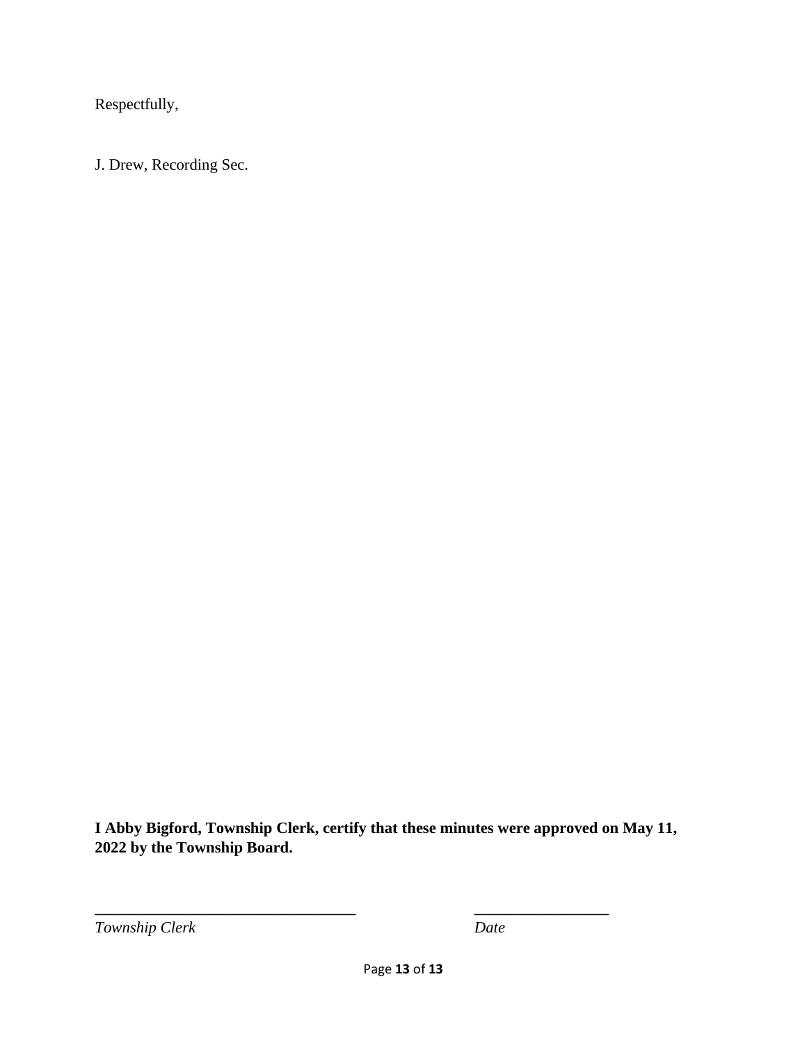Respectfully,

J. Drew, Recording Sec.

**I Abby Bigford, Township Clerk, certify that these minutes were approved on May 11, 2022 by the Township Board.**

________________________________ ________________

*Township Clerk* *Date*